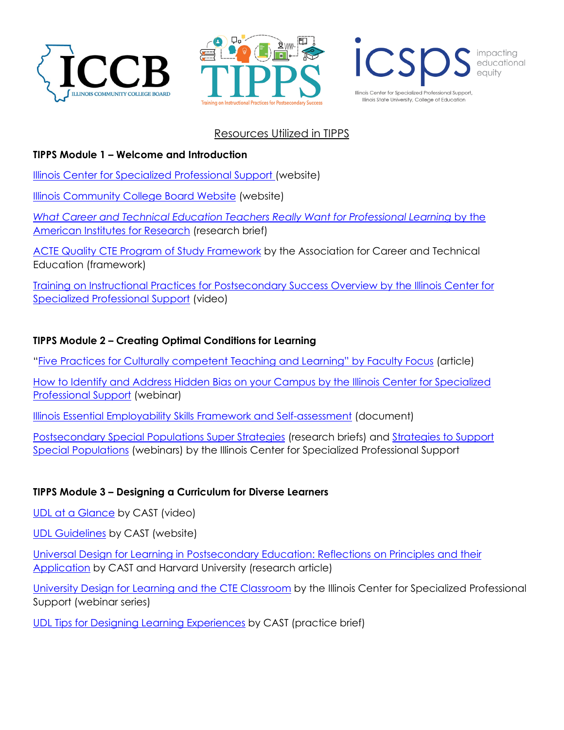ICCB ILLINOIS COMMUNITY COLLEGE BOARD

TIPPS Training on Instructional Practices for Postsecondary Success

icsps impacting educational equity

Illinois Center for Specialized Professional Support, Illinois State University, College of Education

# Resources Utilized in TIPPS

**TIPPS Module 1 – Welcome and Introduction**

Illinois Center for Specialized Professional Support (website)

Illinois Community College Board Website (website)

*What Career and Technical Education Teachers Really Want for Professional Learning* by the American Institutes for Research (research brief)

ACTE Quality CTE Program of Study Framework by the Association for Career and Technical Education (framework)

Training on Instructional Practices for Postsecondary Success Overview by the Illinois Center for Specialized Professional Support (video)

**TIPPS Module 2 – Creating Optimal Conditions for Learning**

"Five Practices for Culturally competent Teaching and Learning" by Faculty Focus (article)

How to Identify and Address Hidden Bias on your Campus by the Illinois Center for Specialized Professional Support (webinar)

Illinois Essential Employability Skills Framework and Self-assessment (document)

Postsecondary Special Populations Super Strategies (research briefs) and Strategies to Support Special Populations (webinars) by the Illinois Center for Specialized Professional Support

**TIPPS Module 3 – Designing a Curriculum for Diverse Learners**

UDL at a Glance by CAST (video)

UDL Guidelines by CAST (website)

Universal Design for Learning in Postsecondary Education: Reflections on Principles and their Application by CAST and Harvard University (research article)

University Design for Learning and the CTE Classroom by the Illinois Center for Specialized Professional Support (webinar series)

UDL Tips for Designing Learning Experiences by CAST (practice brief)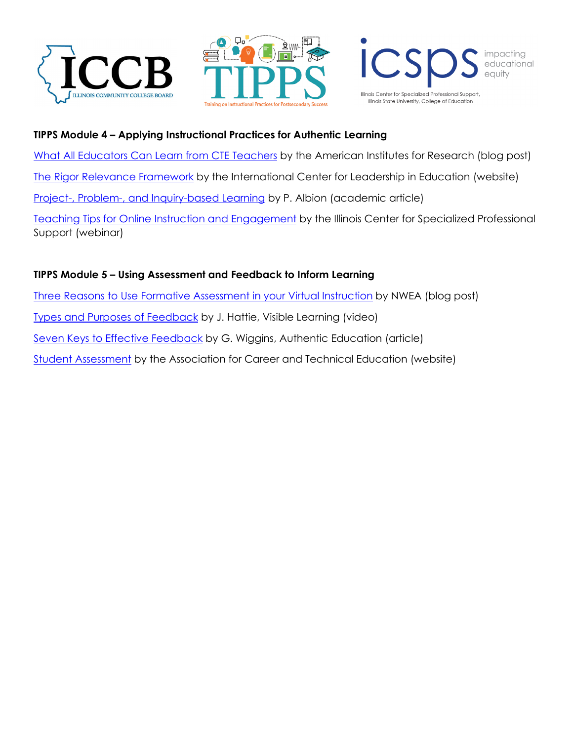**TIPPS Module 4 – Applying Instructional Practices for Authentic Learning**

What All Educators Can Learn from CTE Teachers by the American Institutes for Research (blog post)

The Rigor Relevance Framework by the International Center for Leadership in Education (website)

Project-, Problem-, and Inquiry-based Learning by P. Albion (academic article)

Teaching Tips for Online Instruction and Engagement by the Illinois Center for Specialized Professional Support (webinar)

**TIPPS Module 5 – Using Assessment and Feedback to Inform Learning**

Three Reasons to Use Formative Assessment in your Virtual Instruction by NWEA (blog post)

Types and Purposes of Feedback by J. Hattie, Visible Learning (video)

Seven Keys to Effective Feedback by G. Wiggins, Authentic Education (article)

Student Assessment by the Association for Career and Technical Education (website)